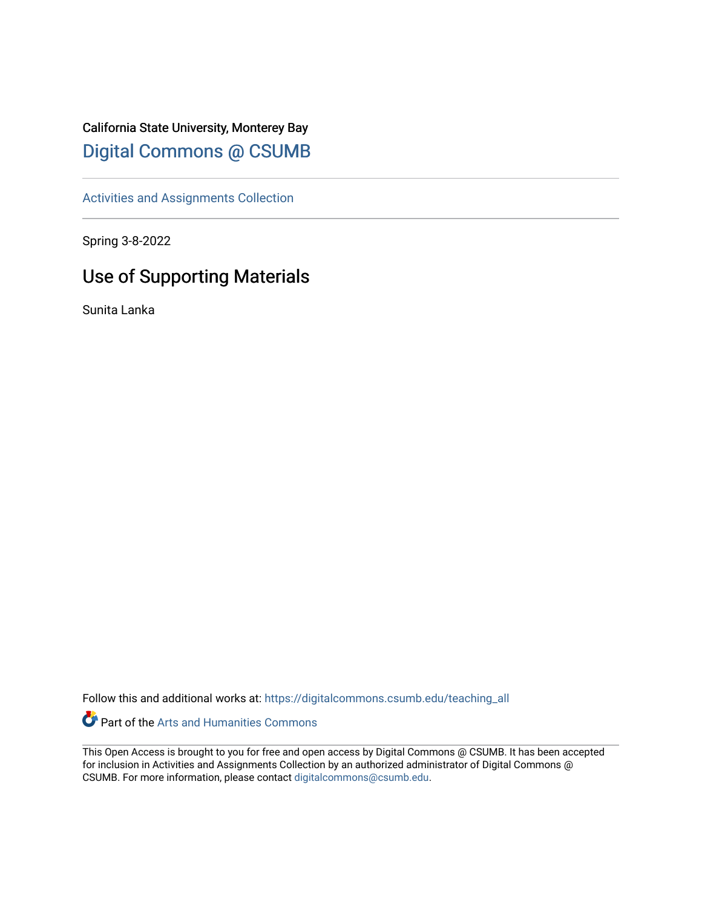California State University, Monterey Bay

Digital Commons @ CSUMB

Activities and Assignments Collection

Spring 3-8-2022

# Use of Supporting Materials

Sunita Lanka

Follow this and additional works at: https://digitalcommons.csumb.edu/teaching_all

Part of the Arts and Humanities Commons

This Open Access is brought to you for free and open access by Digital Commons @ CSUMB. It has been accepted for inclusion in Activities and Assignments Collection by an authorized administrator of Digital Commons @ CSUMB. For more information, please contact digitalcommons@csumb.edu.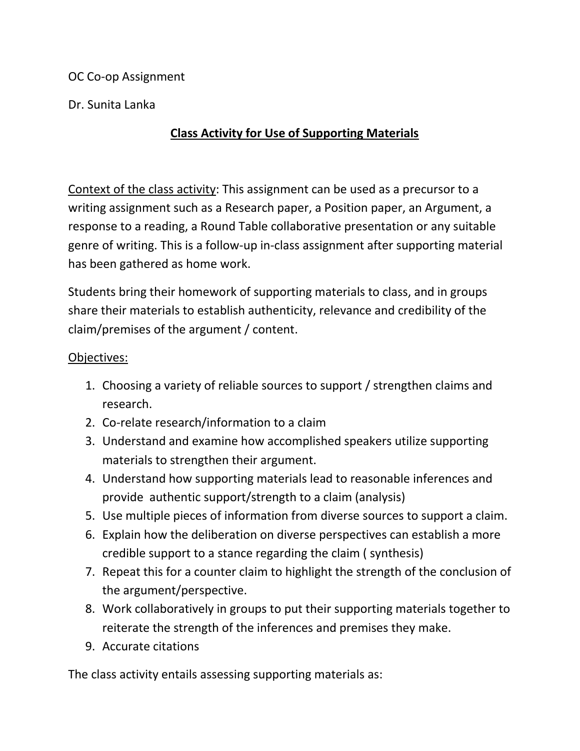OC Co-op Assignment

Dr. Sunita Lanka

# Class Activity for Use of Supporting Materials

Context of the class activity: This assignment can be used as a precursor to a writing assignment such as a Research paper, a Position paper, an Argument, a response to a reading, a Round Table collaborative presentation or any suitable genre of writing. This is a follow-up in-class assignment after supporting material has been gathered as home work.

Students bring their homework of supporting materials to class, and in groups share their materials to establish authenticity, relevance and credibility of the claim/premises of the argument / content.

Objectives:

1. Choosing a variety of reliable sources to support / strengthen claims and research.
2. Co-relate research/information to a claim
3. Understand and examine how accomplished speakers utilize supporting materials to strengthen their argument.
4. Understand how supporting materials lead to reasonable inferences and provide authentic support/strength to a claim (analysis)
5. Use multiple pieces of information from diverse sources to support a claim.
6. Explain how the deliberation on diverse perspectives can establish a more credible support to a stance regarding the claim ( synthesis)
7. Repeat this for a counter claim to highlight the strength of the conclusion of the argument/perspective.
8. Work collaboratively in groups to put their supporting materials together to reiterate the strength of the inferences and premises they make.
9. Accurate citations

The class activity entails assessing supporting materials as: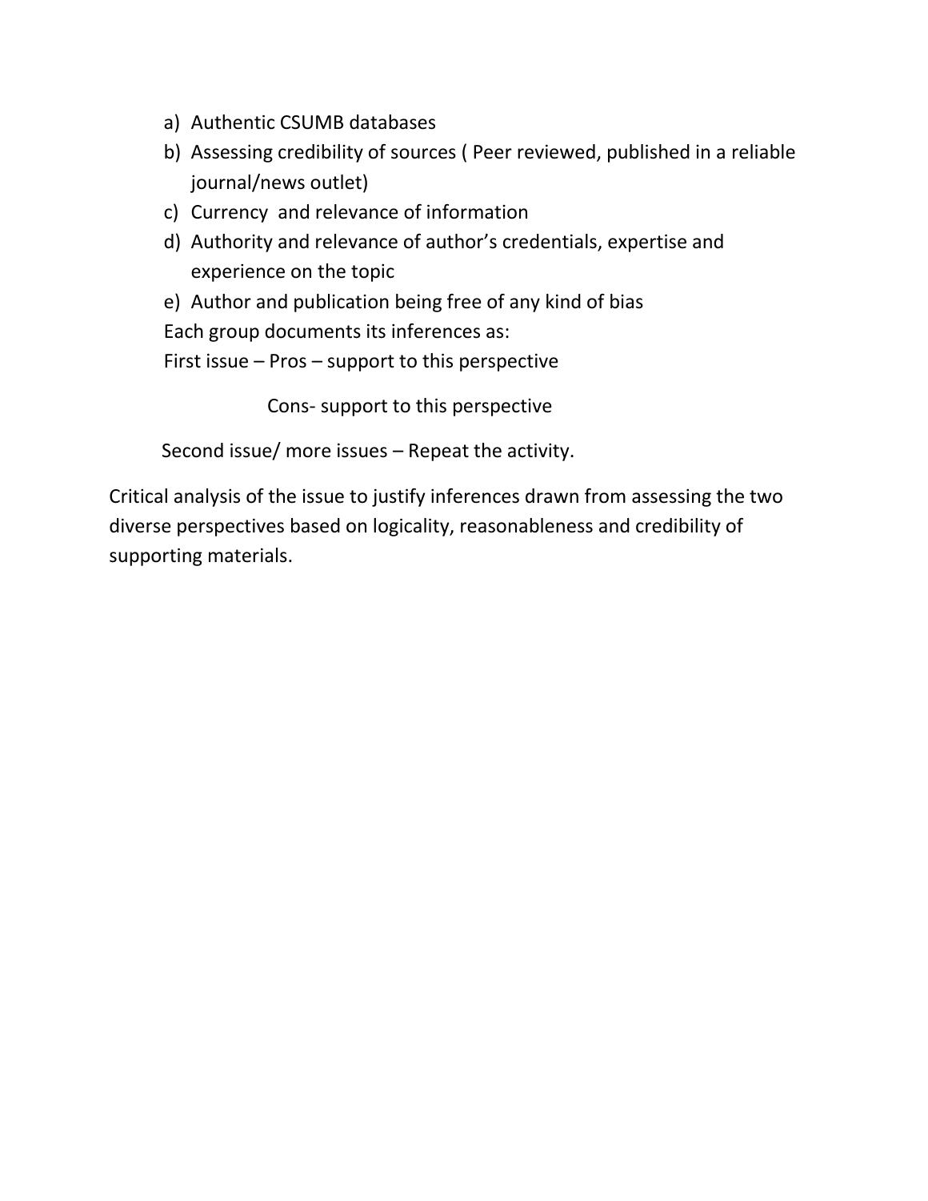a) Authentic CSUMB databases
b) Assessing credibility of sources ( Peer reviewed, published in a reliable journal/news outlet)
c) Currency and relevance of information
d) Authority and relevance of author's credentials, expertise and experience on the topic
e) Author and publication being free of any kind of bias

Each group documents its inferences as:

First issue – Pros – support to this perspective

Cons- support to this perspective

Second issue/ more issues – Repeat the activity.

Critical analysis of the issue to justify inferences drawn from assessing the two diverse perspectives based on logicality, reasonableness and credibility of supporting materials.